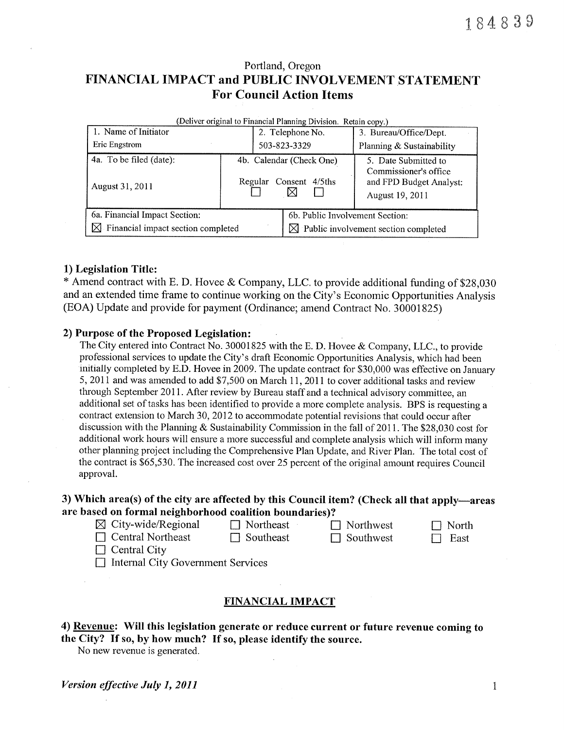184839

Portland, Oregon

# FINANCIAL IMPACT and PUBLIC INVOLVEMENT STATEMENT
## For Council Action Items

(Deliver original to Financial Planning Division. Retain copy.)

| 1. Name of Initiator | 2. Telephone No. | 3. Bureau/Office/Dept. |
|---|---|---|
| Eric Engstrom | 503-823-3329 | Planning & Sustainability |
| 4a. To be filed (date): August 31, 2011 | 4b. Calendar (Check One) Regular ☐ Consent ☒ 4/5ths ☐ | 5. Date Submitted to Commissioner's office and FPD Budget Analyst: August 19, 2011 |
| 6a. Financial Impact Section: ☒ Financial impact section completed | 6b. Public Involvement Section: ☒ Public involvement section completed | |

### 1) Legislation Title:

* Amend contract with E. D. Hovee & Company, LLC. to provide additional funding of $28,030 and an extended time frame to continue working on the City's Economic Opportunities Analysis (EOA) Update and provide for payment (Ordinance; amend Contract No. 30001825)

### 2) Purpose of the Proposed Legislation:

The City entered into Contract No. 30001825 with the E. D. Hovee & Company, LLC., to provide professional services to update the City's draft Economic Opportunities Analysis, which had been initially completed by E.D. Hovee in 2009. The update contract for $30,000 was effective on January 5, 2011 and was amended to add $7,500 on March 11, 2011 to cover additional tasks and review through September 2011. After review by Bureau staff and a technical advisory committee, an additional set of tasks has been identified to provide a more complete analysis. BPS is requesting a contract extension to March 30, 2012 to accommodate potential revisions that could occur after discussion with the Planning & Sustainability Commission in the fall of 2011. The $28,030 cost for additional work hours will ensure a more successful and complete analysis which will inform many other planning project including the Comprehensive Plan Update, and River Plan. The total cost of the contract is $65,530. The increased cost over 25 percent of the original amount requires Council approval.

### 3) Which area(s) of the city are affected by this Council item? (Check all that apply—areas are based on formal neighborhood coalition boundaries)?

- ☒ City-wide/Regional
- ☐ Northeast
- ☐ Northwest
- ☐ North
- ☐ Central Northeast
- ☐ Southeast
- ☐ Southwest
- ☐ East
- ☐ Central City
- ☐ Internal City Government Services

## FINANCIAL IMPACT

### 4) Revenue: Will this legislation generate or reduce current or future revenue coming to the City? If so, by how much? If so, please identify the source.

No new revenue is generated.

*Version effective July 1, 2011*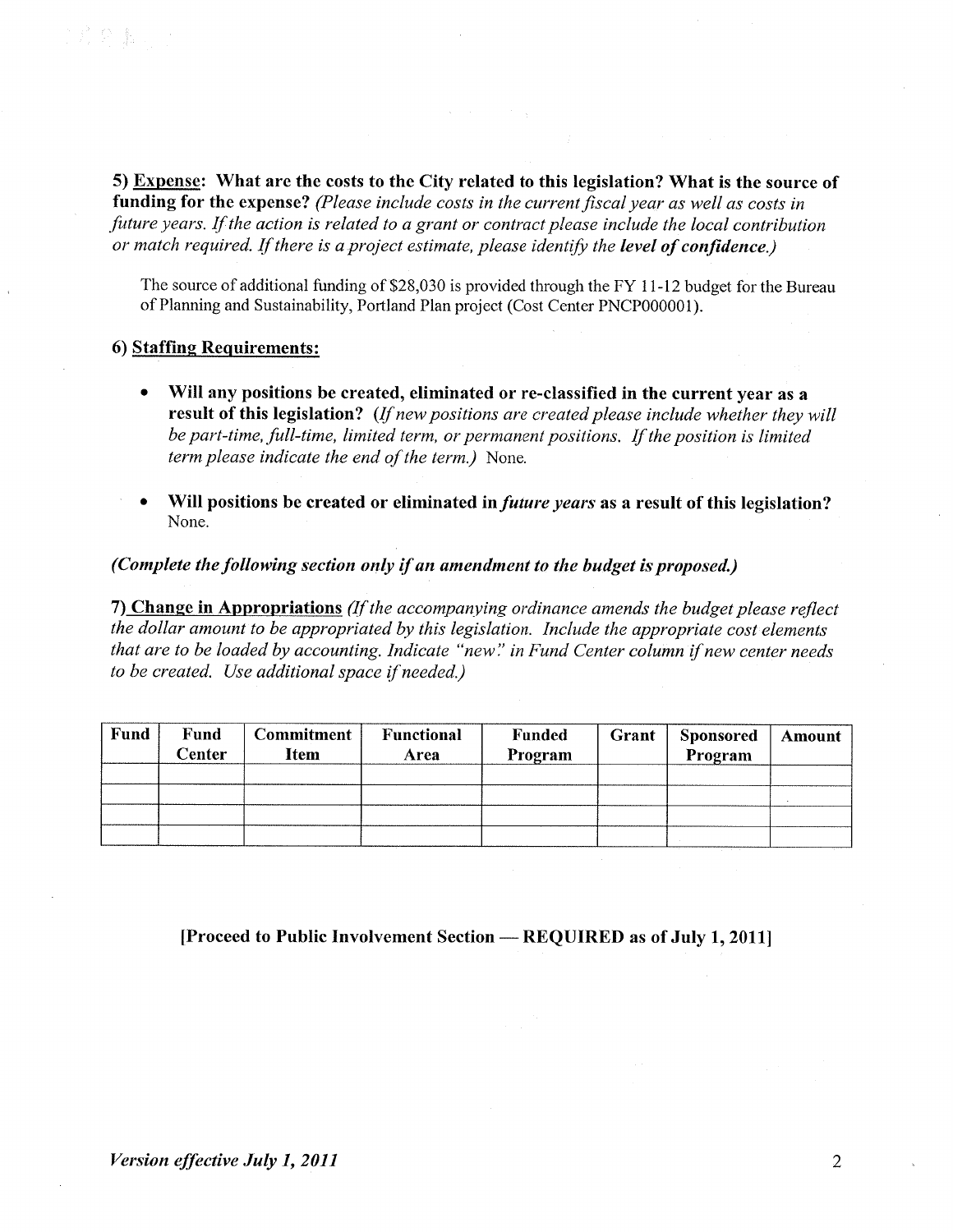**5) <u>Expense</u>: What are the costs to the City related to this legislation? What is the source of funding for the expense?** *(Please include costs in the current fiscal year as well as costs in future years. If the action is related to a grant or contract please include the local contribution or match required. If there is a project estimate, please identify the* ***level of confidence.****)*

The source of additional funding of $28,030 is provided through the FY 11-12 budget for the Bureau of Planning and Sustainability, Portland Plan project (Cost Center PNCP000001).

**6) <u>Staffing Requirements:</u>**

- **Will any positions be created, eliminated or re-classified in the current year as a result of this legislation?** *(If new positions are created please include whether they will be part-time, full-time, limited term, or permanent positions. If the position is limited term please indicate the end of the term.)* None.

- **Will positions be created or eliminated in *future years* as a result of this legislation?** None.

***(Complete the following section only if an amendment to the budget is proposed.)***

**7) <u>Change in Appropriations</u>** *(If the accompanying ordinance amends the budget please reflect the dollar amount to be appropriated by this legislation. Include the appropriate cost elements that are to be loaded by accounting. Indicate "new" in Fund Center column if new center needs to be created. Use additional space if needed.)*

| Fund | Fund Center | Commitment Item | Functional Area | Funded Program | Grant | Sponsored Program | Amount |
|---|---|---|---|---|---|---|---|
| | | | | | | | |
| | | | | | | | |
| | | | | | | | |
| | | | | | | | |

**[Proceed to Public Involvement Section — REQUIRED as of July 1, 2011]**

***Version effective July 1, 2011***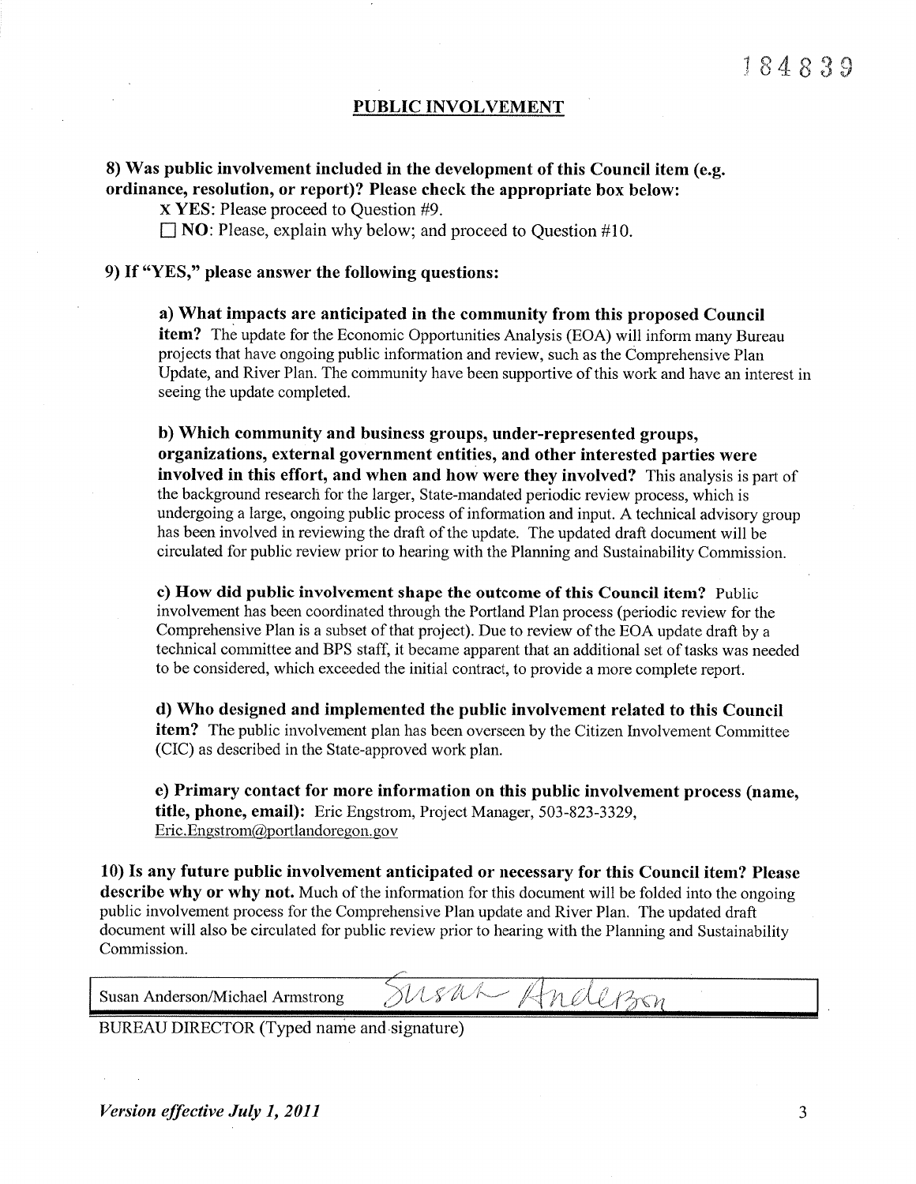184839

## PUBLIC INVOLVEMENT

**8) Was public involvement included in the development of this Council item (e.g. ordinance, resolution, or report)? Please check the appropriate box below:**

X **YES**: Please proceed to Question #9.

☐ **NO**: Please, explain why below; and proceed to Question #10.

**9) If "YES," please answer the following questions:**

**a) What impacts are anticipated in the community from this proposed Council item?** The update for the Economic Opportunities Analysis (EOA) will inform many Bureau projects that have ongoing public information and review, such as the Comprehensive Plan Update, and River Plan. The community have been supportive of this work and have an interest in seeing the update completed.

**b) Which community and business groups, under-represented groups, organizations, external government entities, and other interested parties were involved in this effort, and when and how were they involved?** This analysis is part of the background research for the larger, State-mandated periodic review process, which is undergoing a large, ongoing public process of information and input. A technical advisory group has been involved in reviewing the draft of the update. The updated draft document will be circulated for public review prior to hearing with the Planning and Sustainability Commission.

**c) How did public involvement shape the outcome of this Council item?** Public involvement has been coordinated through the Portland Plan process (periodic review for the Comprehensive Plan is a subset of that project). Due to review of the EOA update draft by a technical committee and BPS staff, it became apparent that an additional set of tasks was needed to be considered, which exceeded the initial contract, to provide a more complete report.

**d) Who designed and implemented the public involvement related to this Council item?** The public involvement plan has been overseen by the Citizen Involvement Committee (CIC) as described in the State-approved work plan.

**e) Primary contact for more information on this public involvement process (name, title, phone, email):** Eric Engstrom, Project Manager, 503-823-3329, Eric.Engstrom@portlandoregon.gov

**10) Is any future public involvement anticipated or necessary for this Council item? Please describe why or why not.** Much of the information for this document will be folded into the ongoing public involvement process for the Comprehensive Plan update and River Plan. The updated draft document will also be circulated for public review prior to hearing with the Planning and Sustainability Commission.

| Susan Anderson/Michael Armstrong | Susan Anderson |
|---|---|

BUREAU DIRECTOR (Typed name and signature)

*Version effective July 1, 2011*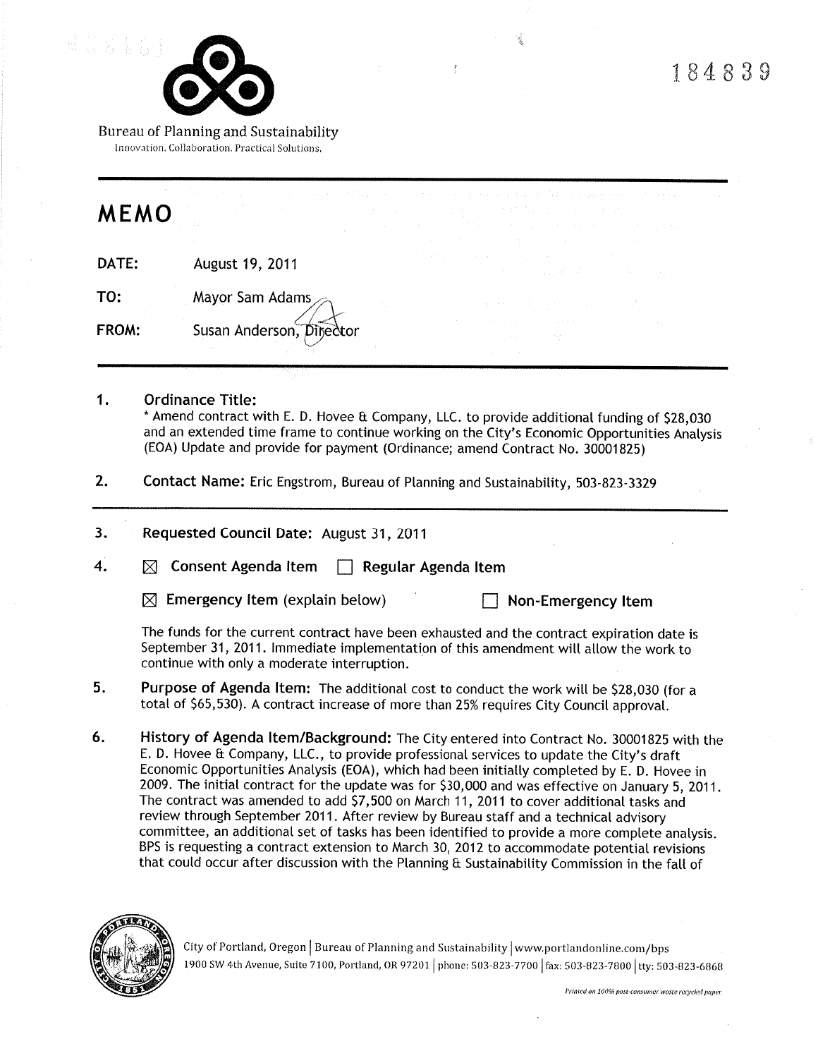184839

Bureau of Planning and Sustainability

Innovation. Collaboration. Practical Solutions.

# MEMO

**DATE:** August 19, 2011

**TO:** Mayor Sam Adams

**FROM:** Susan Anderson, Director

---

1. **Ordinance Title:**
   * Amend contract with E. D. Hovee & Company, LLC. to provide additional funding of $28,030 and an extended time frame to continue working on the City's Economic Opportunities Analysis (EOA) Update and provide for payment (Ordinance; amend Contract No. 30001825)

2. **Contact Name:** Eric Engstrom, Bureau of Planning and Sustainability, 503-823-3329

---

3. **Requested Council Date:** August 31, 2011

4. ☒ **Consent Agenda Item** ☐ **Regular Agenda Item**

   ☒ **Emergency Item** (explain below) ☐ **Non-Emergency Item**

   The funds for the current contract have been exhausted and the contract expiration date is September 31, 2011. Immediate implementation of this amendment will allow the work to continue with only a moderate interruption.

5. **Purpose of Agenda Item:** The additional cost to conduct the work will be $28,030 (for a total of $65,530). A contract increase of more than 25% requires City Council approval.

6. **History of Agenda Item/Background:** The City entered into Contract No. 30001825 with the E. D. Hovee & Company, LLC., to provide professional services to update the City's draft Economic Opportunities Analysis (EOA), which had been initially completed by E. D. Hovee in 2009. The initial contract for the update was for $30,000 and was effective on January 5, 2011. The contract was amended to add $7,500 on March 11, 2011 to cover additional tasks and review through September 2011. After review by Bureau staff and a technical advisory committee, an additional set of tasks has been identified to provide a more complete analysis. BPS is requesting a contract extension to March 30, 2012 to accommodate potential revisions that could occur after discussion with the Planning & Sustainability Commission in the fall of

City of Portland, Oregon | Bureau of Planning and Sustainability | www.portlandonline.com/bps
1900 SW 4th Avenue, Suite 7100, Portland, OR 97201 | phone: 503-823-7700 | fax: 503-823-7800 | tty: 503-823-6868

*Printed on 100% post-consumer waste recycled paper.*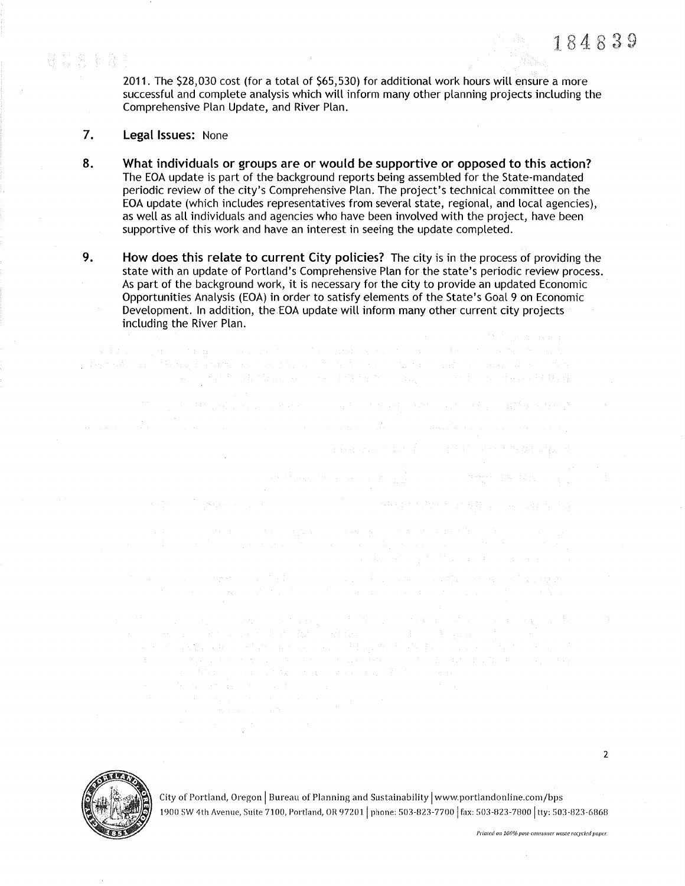2011. The $28,030 cost (for a total of $65,530) for additional work hours will ensure a more successful and complete analysis which will inform many other planning projects including the Comprehensive Plan Update, and River Plan.

7. **Legal Issues:** None

8. **What individuals or groups are or would be supportive or opposed to this action?** The EOA update is part of the background reports being assembled for the State-mandated periodic review of the city's Comprehensive Plan. The project's technical committee on the EOA update (which includes representatives from several state, regional, and local agencies), as well as all individuals and agencies who have been involved with the project, have been supportive of this work and have an interest in seeing the update completed.

9. **How does this relate to current City policies?** The city is in the process of providing the state with an update of Portland's Comprehensive Plan for the state's periodic review process. As part of the background work, it is necessary for the city to provide an updated Economic Opportunities Analysis (EOA) in order to satisfy elements of the State's Goal 9 on Economic Development. In addition, the EOA update will inform many other current city projects including the River Plan.